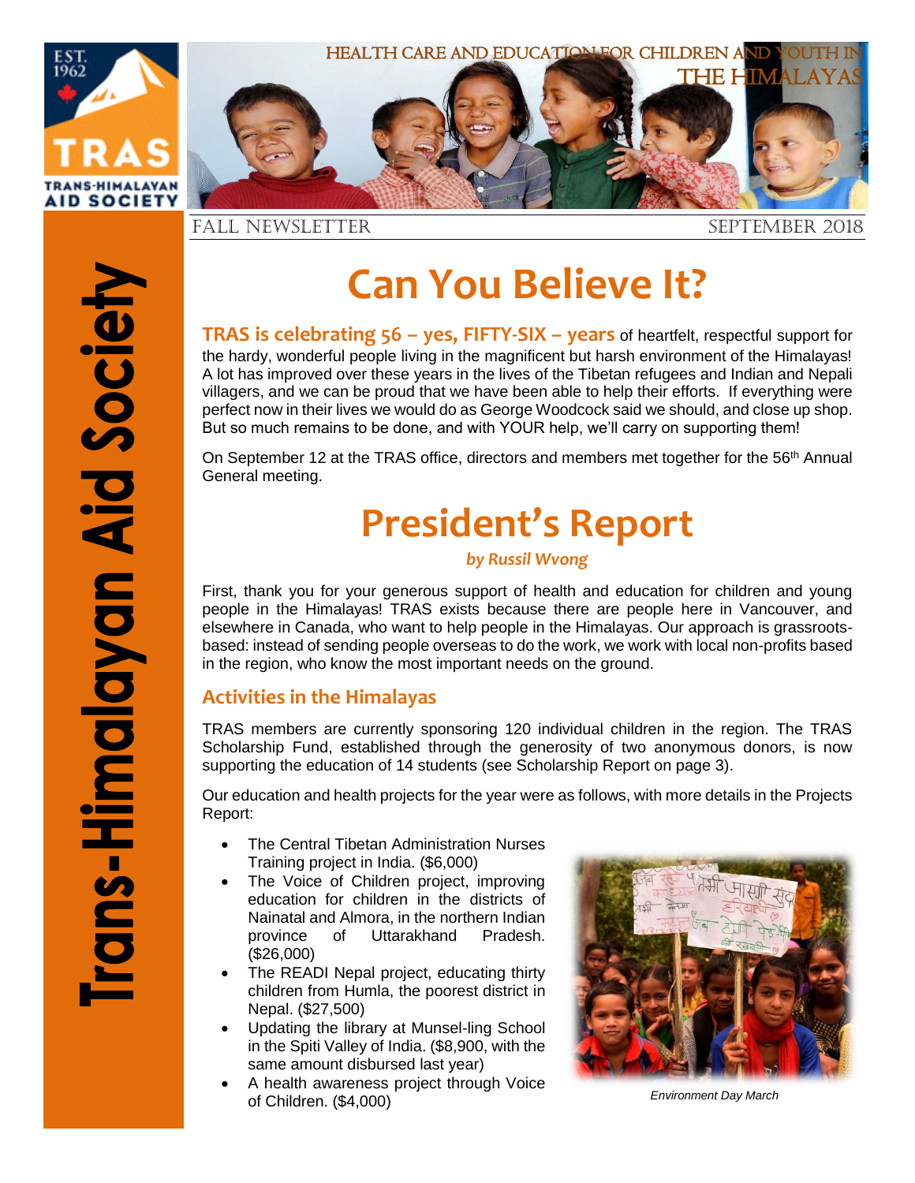HEALTH CARE AND EDUCATION FOR CHILDREN AND YOUTH IN THE HIMALAYAS

TRAS TRANS-HIMALAYAN AID SOCIETY EST. 1962

Trans-Himalayan Aid Society

FALL NEWSLETTER SEPTEMBER 2018

# Can You Believe It?

**TRAS is celebrating 56 – yes, FIFTY-SIX – years** of heartfelt, respectful support for the hardy, wonderful people living in the magnificent but harsh environment of the Himalayas! A lot has improved over these years in the lives of the Tibetan refugees and Indian and Nepali villagers, and we can be proud that we have been able to help their efforts. If everything were perfect now in their lives we would do as George Woodcock said we should, and close up shop. But so much remains to be done, and with YOUR help, we'll carry on supporting them!

On September 12 at the TRAS office, directors and members met together for the 56th Annual General meeting.

# President's Report

***by Russil Wvong***

First, thank you for your generous support of health and education for children and young people in the Himalayas! TRAS exists because there are people here in Vancouver, and elsewhere in Canada, who want to help people in the Himalayas. Our approach is grassroots-based: instead of sending people overseas to do the work, we work with local non-profits based in the region, who know the most important needs on the ground.

## Activities in the Himalayas

TRAS members are currently sponsoring 120 individual children in the region. The TRAS Scholarship Fund, established through the generosity of two anonymous donors, is now supporting the education of 14 students (see Scholarship Report on page 3).

Our education and health projects for the year were as follows, with more details in the Projects Report:

- The Central Tibetan Administration Nurses Training project in India. ($6,000)
- The Voice of Children project, improving education for children in the districts of Nainatal and Almora, in the northern Indian province of Uttarakhand Pradesh. ($26,000)
- The READI Nepal project, educating thirty children from Humla, the poorest district in Nepal. ($27,500)
- Updating the library at Munsel-ling School in the Spiti Valley of India. ($8,900, with the same amount disbursed last year)
- A health awareness project through Voice of Children. ($4,000)

*Environment Day March*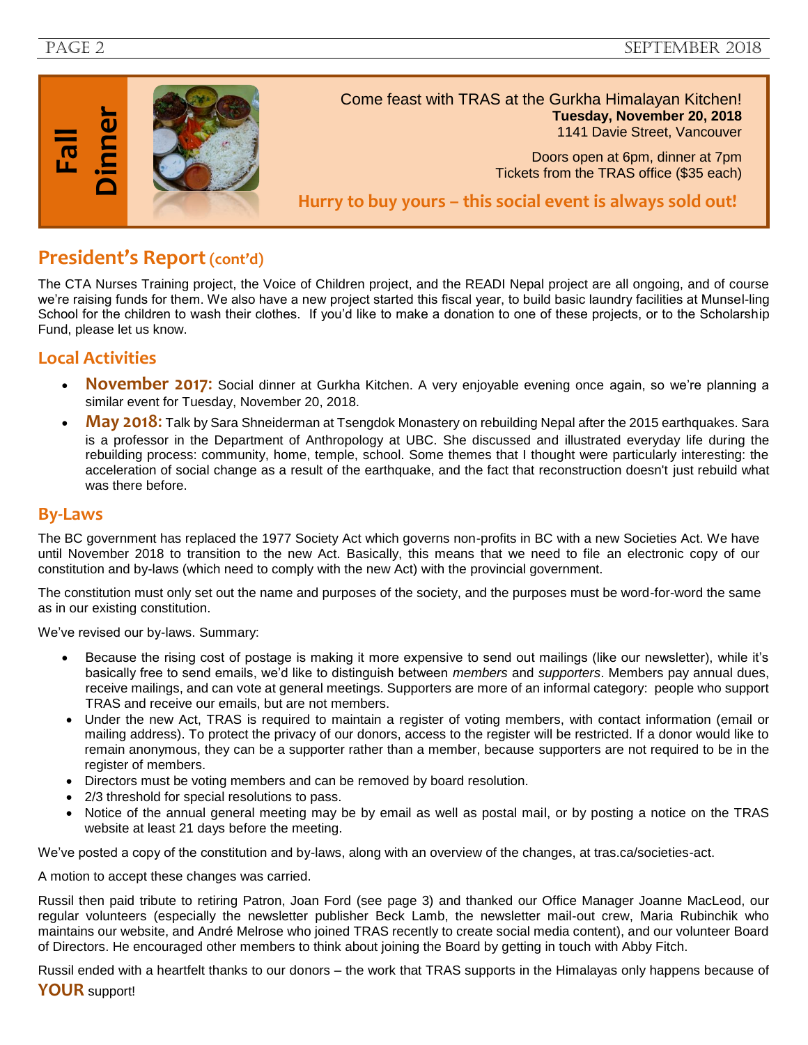## Fall Dinner

Come feast with TRAS at the Gurkha Himalayan Kitchen!
**Tuesday, November 20, 2018**
1141 Davie Street, Vancouver

Doors open at 6pm, dinner at 7pm
Tickets from the TRAS office ($35 each)

**Hurry to buy yours – this social event is always sold out!**

## President's Report (cont'd)

The CTA Nurses Training project, the Voice of Children project, and the READI Nepal project are all ongoing, and of course we're raising funds for them. We also have a new project started this fiscal year, to build basic laundry facilities at Munsel-ling School for the children to wash their clothes. If you'd like to make a donation to one of these projects, or to the Scholarship Fund, please let us know.

### Local Activities

- **November 2017:** Social dinner at Gurkha Kitchen. A very enjoyable evening once again, so we're planning a similar event for Tuesday, November 20, 2018.
- **May 2018:** Talk by Sara Shneiderman at Tsengdok Monastery on rebuilding Nepal after the 2015 earthquakes. Sara is a professor in the Department of Anthropology at UBC. She discussed and illustrated everyday life during the rebuilding process: community, home, temple, school. Some themes that I thought were particularly interesting: the acceleration of social change as a result of the earthquake, and the fact that reconstruction doesn't just rebuild what was there before.

### By-Laws

The BC government has replaced the 1977 Society Act which governs non-profits in BC with a new Societies Act. We have until November 2018 to transition to the new Act. Basically, this means that we need to file an electronic copy of our constitution and by-laws (which need to comply with the new Act) with the provincial government.

The constitution must only set out the name and purposes of the society, and the purposes must be word-for-word the same as in our existing constitution.

We've revised our by-laws. Summary:

- Because the rising cost of postage is making it more expensive to send out mailings (like our newsletter), while it's basically free to send emails, we'd like to distinguish between *members* and *supporters*. Members pay annual dues, receive mailings, and can vote at general meetings. Supporters are more of an informal category: people who support TRAS and receive our emails, but are not members.
- Under the new Act, TRAS is required to maintain a register of voting members, with contact information (email or mailing address). To protect the privacy of our donors, access to the register will be restricted. If a donor would like to remain anonymous, they can be a supporter rather than a member, because supporters are not required to be in the register of members.
- Directors must be voting members and can be removed by board resolution.
- 2/3 threshold for special resolutions to pass.
- Notice of the annual general meeting may be by email as well as postal mail, or by posting a notice on the TRAS website at least 21 days before the meeting.

We've posted a copy of the constitution and by-laws, along with an overview of the changes, at tras.ca/societies-act.

A motion to accept these changes was carried.

Russil then paid tribute to retiring Patron, Joan Ford (see page 3) and thanked our Office Manager Joanne MacLeod, our regular volunteers (especially the newsletter publisher Beck Lamb, the newsletter mail-out crew, Maria Rubinchik who maintains our website, and André Melrose who joined TRAS recently to create social media content), and our volunteer Board of Directors. He encouraged other members to think about joining the Board by getting in touch with Abby Fitch.

Russil ended with a heartfelt thanks to our donors – the work that TRAS supports in the Himalayas only happens because of **YOUR** support!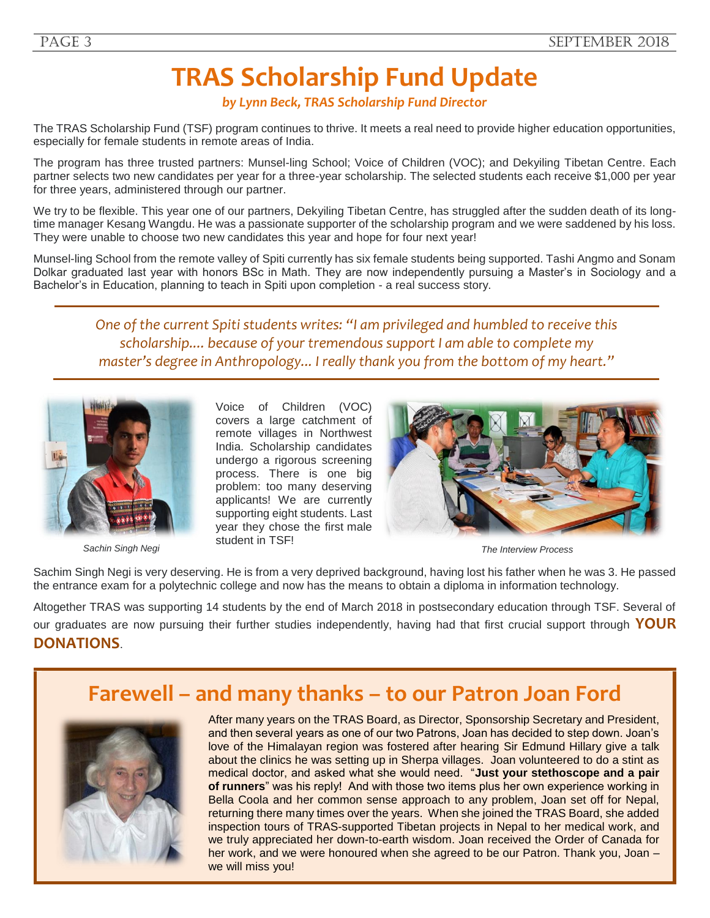# TRAS Scholarship Fund Update

***by Lynn Beck, TRAS Scholarship Fund Director***

The TRAS Scholarship Fund (TSF) program continues to thrive. It meets a real need to provide higher education opportunities, especially for female students in remote areas of India.

The program has three trusted partners: Munsel-ling School; Voice of Children (VOC); and Dekyiling Tibetan Centre. Each partner selects two new candidates per year for a three-year scholarship. The selected students each receive $1,000 per year for three years, administered through our partner.

We try to be flexible. This year one of our partners, Dekyiling Tibetan Centre, has struggled after the sudden death of its long-time manager Kesang Wangdu. He was a passionate supporter of the scholarship program and we were saddened by his loss. They were unable to choose two new candidates this year and hope for four next year!

Munsel-ling School from the remote valley of Spiti currently has six female students being supported. Tashi Angmo and Sonam Dolkar graduated last year with honors BSc in Math. They are now independently pursuing a Master's in Sociology and a Bachelor's in Education, planning to teach in Spiti upon completion - a real success story.

*One of the current Spiti students writes: "I am privileged and humbled to receive this scholarship.... because of your tremendous support I am able to complete my master's degree in Anthropology... I really thank you from the bottom of my heart."*

Sachin Singh Negi

Voice of Children (VOC) covers a large catchment of remote villages in Northwest India. Scholarship candidates undergo a rigorous screening process. There is one big problem: too many deserving applicants! We are currently supporting eight students. Last year they chose the first male student in TSF!

The Interview Process

Sachim Singh Negi is very deserving. He is from a very deprived background, having lost his father when he was 3. He passed the entrance exam for a polytechnic college and now has the means to obtain a diploma in information technology.

Altogether TRAS was supporting 14 students by the end of March 2018 in postsecondary education through TSF. Several of our graduates are now pursuing their further studies independently, having had that first crucial support through **YOUR DONATIONS**.

## Farewell – and many thanks – to our Patron Joan Ford

After many years on the TRAS Board, as Director, Sponsorship Secretary and President, and then several years as one of our two Patrons, Joan has decided to step down. Joan's love of the Himalayan region was fostered after hearing Sir Edmund Hillary give a talk about the clinics he was setting up in Sherpa villages. Joan volunteered to do a stint as medical doctor, and asked what she would need. "**Just your stethoscope and a pair of runners**" was his reply! And with those two items plus her own experience working in Bella Coola and her common sense approach to any problem, Joan set off for Nepal, returning there many times over the years. When she joined the TRAS Board, she added inspection tours of TRAS-supported Tibetan projects in Nepal to her medical work, and we truly appreciated her down-to-earth wisdom. Joan received the Order of Canada for her work, and we were honoured when she agreed to be our Patron. Thank you, Joan – we will miss you!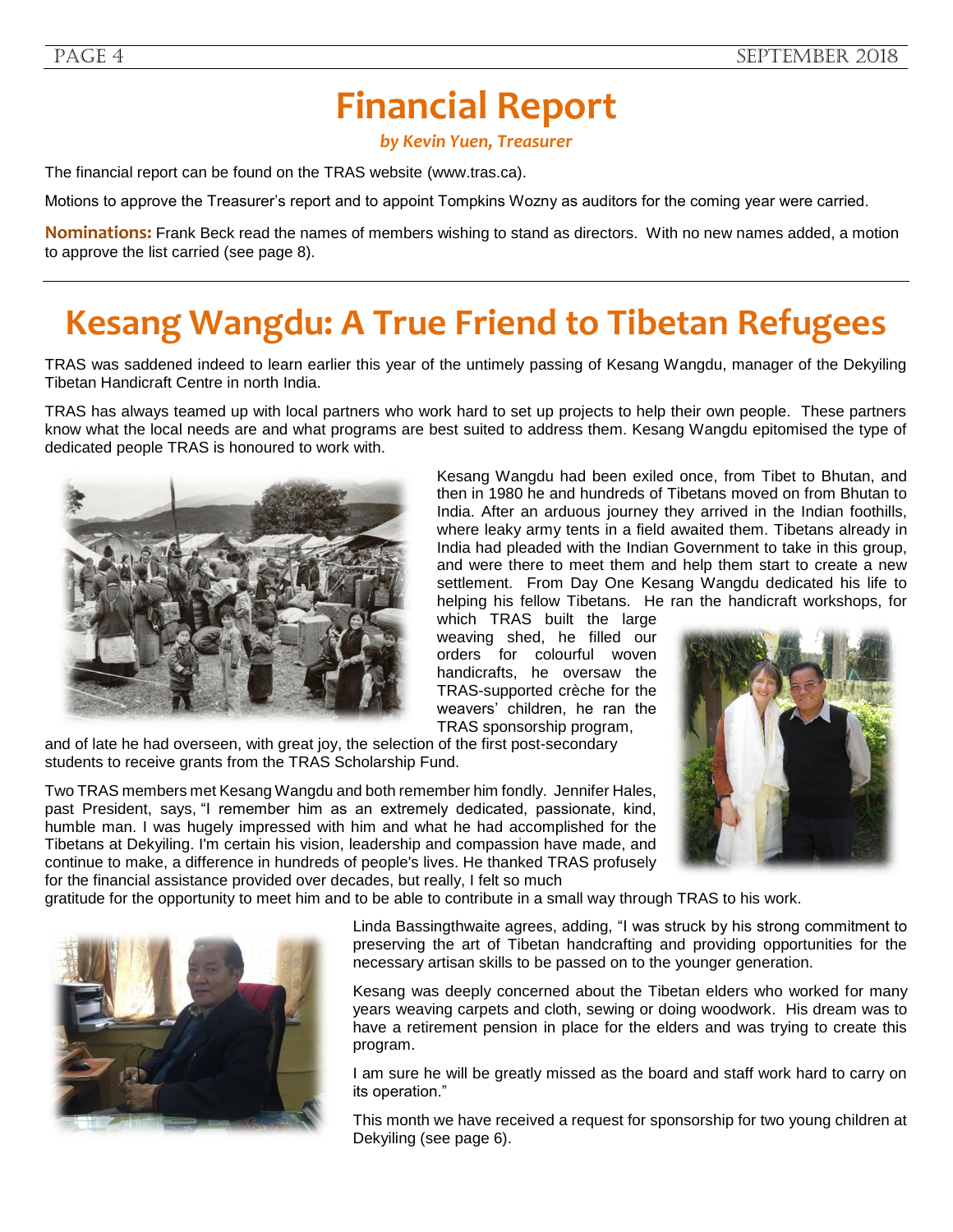# Financial Report

***by Kevin Yuen, Treasurer***

The financial report can be found on the TRAS website (www.tras.ca).

Motions to approve the Treasurer's report and to appoint Tompkins Wozny as auditors for the coming year were carried.

**Nominations:** Frank Beck read the names of members wishing to stand as directors. With no new names added, a motion to approve the list carried (see page 8).

# Kesang Wangdu: A True Friend to Tibetan Refugees

TRAS was saddened indeed to learn earlier this year of the untimely passing of Kesang Wangdu, manager of the Dekyiling Tibetan Handicraft Centre in north India.

TRAS has always teamed up with local partners who work hard to set up projects to help their own people. These partners know what the local needs are and what programs are best suited to address them. Kesang Wangdu epitomised the type of dedicated people TRAS is honoured to work with.

Kesang Wangdu had been exiled once, from Tibet to Bhutan, and then in 1980 he and hundreds of Tibetans moved on from Bhutan to India. After an arduous journey they arrived in the Indian foothills, where leaky army tents in a field awaited them. Tibetans already in India had pleaded with the Indian Government to take in this group, and were there to meet them and help them start to create a new settlement. From Day One Kesang Wangdu dedicated his life to helping his fellow Tibetans. He ran the handicraft workshops, for which TRAS built the large weaving shed, he filled our orders for colourful woven handicrafts, he oversaw the TRAS-supported crèche for the weavers' children, he ran the TRAS sponsorship program, and of late he had overseen, with great joy, the selection of the first post-secondary students to receive grants from the TRAS Scholarship Fund.

Two TRAS members met Kesang Wangdu and both remember him fondly. Jennifer Hales, past President, says, "I remember him as an extremely dedicated, passionate, kind, humble man. I was hugely impressed with him and what he had accomplished for the Tibetans at Dekyiling. I'm certain his vision, leadership and compassion have made, and continue to make, a difference in hundreds of people's lives. He thanked TRAS profusely for the financial assistance provided over decades, but really, I felt so much gratitude for the opportunity to meet him and to be able to contribute in a small way through TRAS to his work.

Linda Bassingthwaite agrees, adding, "I was struck by his strong commitment to preserving the art of Tibetan handcrafting and providing opportunities for the necessary artisan skills to be passed on to the younger generation.

Kesang was deeply concerned about the Tibetan elders who worked for many years weaving carpets and cloth, sewing or doing woodwork. His dream was to have a retirement pension in place for the elders and was trying to create this program.

I am sure he will be greatly missed as the board and staff work hard to carry on its operation."

This month we have received a request for sponsorship for two young children at Dekyiling (see page 6).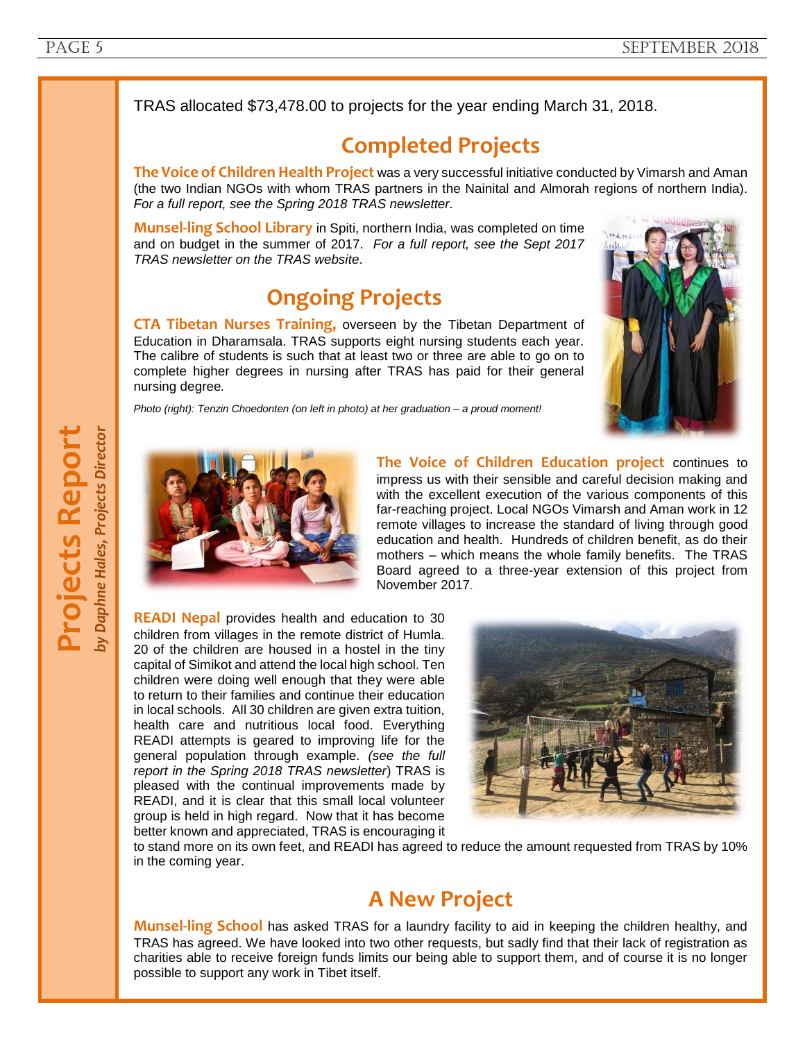# Projects Report

*by Daphne Hales, Projects Director*

TRAS allocated $73,478.00 to projects for the year ending March 31, 2018.

## Completed Projects

**The Voice of Children Health Project** was a very successful initiative conducted by Vimarsh and Aman (the two Indian NGOs with whom TRAS partners in the Nainital and Almorah regions of northern India). *For a full report, see the Spring 2018 TRAS newsletter*.

**Munsel-ling School Library** in Spiti, northern India, was completed on time and on budget in the summer of 2017. *For a full report, see the Sept 2017 TRAS newsletter on the TRAS website*.

## Ongoing Projects

**CTA Tibetan Nurses Training,** overseen by the Tibetan Department of Education in Dharamsala. TRAS supports eight nursing students each year. The calibre of students is such that at least two or three are able to go on to complete higher degrees in nursing after TRAS has paid for their general nursing degree.

*Photo (right): Tenzin Choedonten (on left in photo) at her graduation – a proud moment!*

**The Voice of Children Education project** continues to impress us with their sensible and careful decision making and with the excellent execution of the various components of this far-reaching project. Local NGOs Vimarsh and Aman work in 12 remote villages to increase the standard of living through good education and health. Hundreds of children benefit, as do their mothers – which means the whole family benefits. The TRAS Board agreed to a three-year extension of this project from November 2017.

**READI Nepal** provides health and education to 30 children from villages in the remote district of Humla. 20 of the children are housed in a hostel in the tiny capital of Simikot and attend the local high school. Ten children were doing well enough that they were able to return to their families and continue their education in local schools. All 30 children are given extra tuition, health care and nutritious local food. Everything READI attempts is geared to improving life for the general population through example. *(see the full report in the Spring 2018 TRAS newsletter*) TRAS is pleased with the continual improvements made by READI, and it is clear that this small local volunteer group is held in high regard. Now that it has become better known and appreciated, TRAS is encouraging it to stand more on its own feet, and READI has agreed to reduce the amount requested from TRAS by 10% in the coming year.

## A New Project

**Munsel-ling School** has asked TRAS for a laundry facility to aid in keeping the children healthy, and TRAS has agreed. We have looked into two other requests, but sadly find that their lack of registration as charities able to receive foreign funds limits our being able to support them, and of course it is no longer possible to support any work in Tibet itself.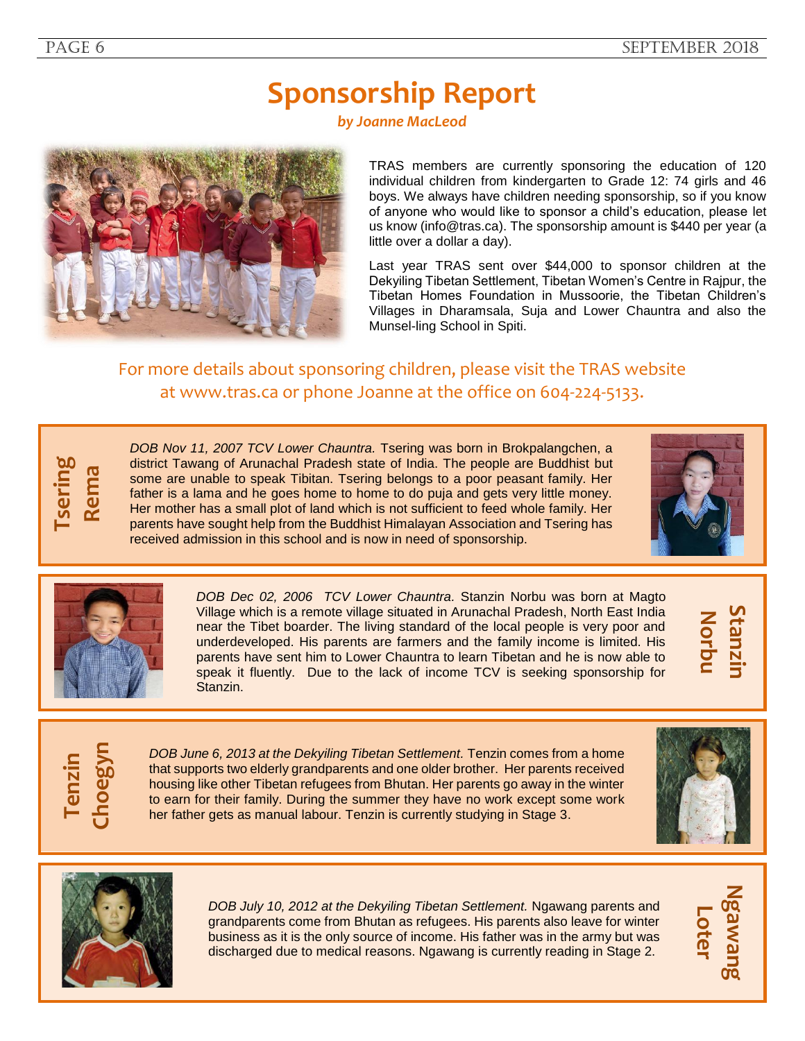# Sponsorship Report

***by Joanne MacLeod***

TRAS members are currently sponsoring the education of 120 individual children from kindergarten to Grade 12: 74 girls and 46 boys. We always have children needing sponsorship, so if you know of anyone who would like to sponsor a child's education, please let us know (info@tras.ca). The sponsorship amount is $440 per year (a little over a dollar a day).

Last year TRAS sent over $44,000 to sponsor children at the Dekyiling Tibetan Settlement, Tibetan Women's Centre in Rajpur, the Tibetan Homes Foundation in Mussoorie, the Tibetan Children's Villages in Dharamsala, Suja and Lower Chauntra and also the Munsel-ling School in Spiti.

For more details about sponsoring children, please visit the TRAS website at www.tras.ca or phone Joanne at the office on 604-224-5133.

## Tsering Rema

*DOB Nov 11, 2007 TCV Lower Chauntra.* Tsering was born in Brokpalangchen, a district Tawang of Arunachal Pradesh state of India. The people are Buddhist but some are unable to speak Tibitan. Tsering belongs to a poor peasant family. Her father is a lama and he goes home to home to do puja and gets very little money. Her mother has a small plot of land which is not sufficient to feed whole family. Her parents have sought help from the Buddhist Himalayan Association and Tsering has received admission in this school and is now in need of sponsorship.

## Stanzin Norbu

*DOB Dec 02, 2006 TCV Lower Chauntra.* Stanzin Norbu was born at Magto Village which is a remote village situated in Arunachal Pradesh, North East India near the Tibet boarder. The living standard of the local people is very poor and underdeveloped. His parents are farmers and the family income is limited. His parents have sent him to Lower Chauntra to learn Tibetan and he is now able to speak it fluently. Due to the lack of income TCV is seeking sponsorship for Stanzin.

## Tenzin Choegyn

*DOB June 6, 2013 at the Dekyiling Tibetan Settlement.* Tenzin comes from a home that supports two elderly grandparents and one older brother. Her parents received housing like other Tibetan refugees from Bhutan. Her parents go away in the winter to earn for their family. During the summer they have no work except some work her father gets as manual labour. Tenzin is currently studying in Stage 3.

## Ngawang Loter

*DOB July 10, 2012 at the Dekyiling Tibetan Settlement.* Ngawang parents and grandparents come from Bhutan as refugees. His parents also leave for winter business as it is the only source of income. His father was in the army but was discharged due to medical reasons. Ngawang is currently reading in Stage 2.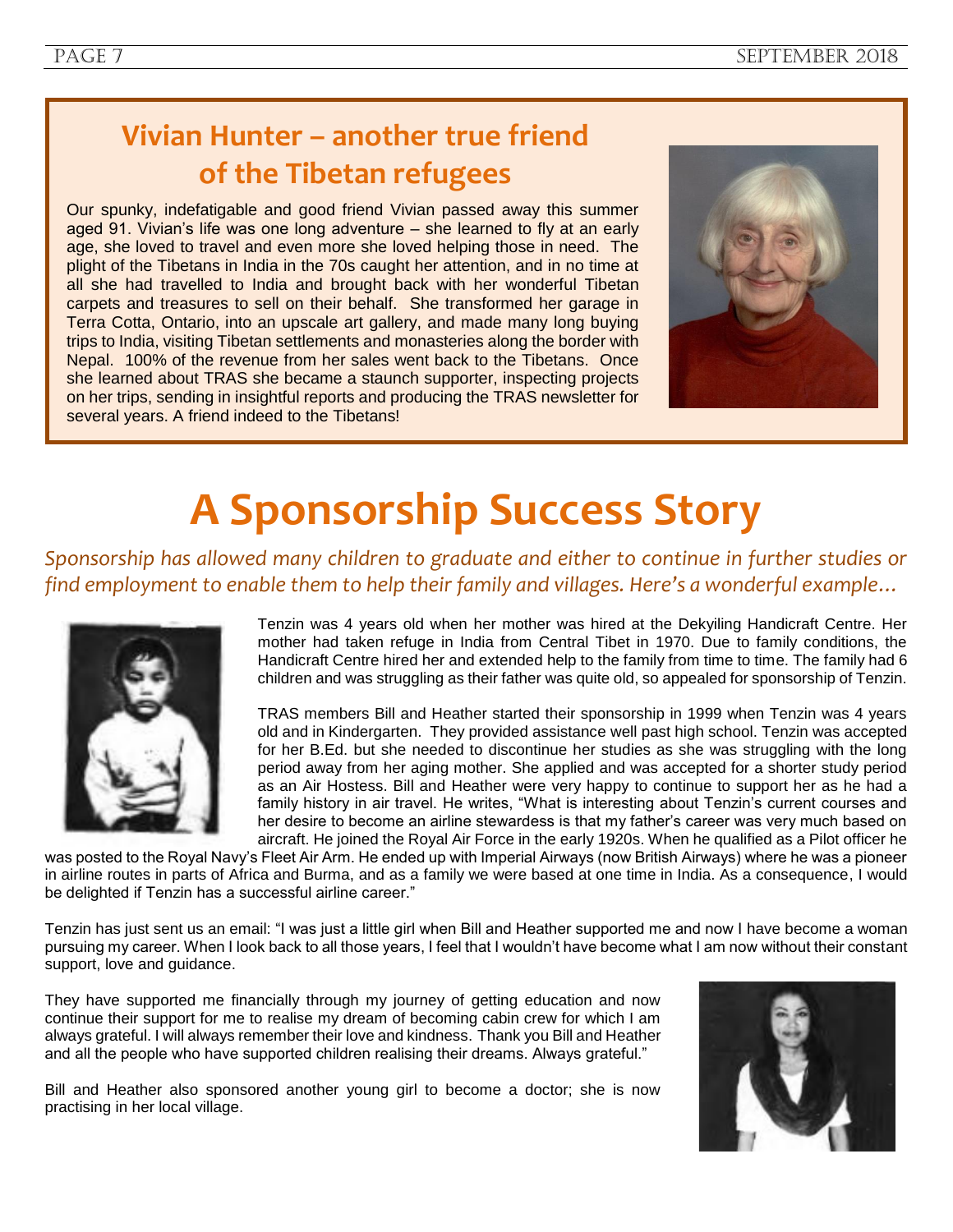## Vivian Hunter – another true friend of the Tibetan refugees

Our spunky, indefatigable and good friend Vivian passed away this summer aged 91. Vivian's life was one long adventure – she learned to fly at an early age, she loved to travel and even more she loved helping those in need. The plight of the Tibetans in India in the 70s caught her attention, and in no time at all she had travelled to India and brought back with her wonderful Tibetan carpets and treasures to sell on their behalf. She transformed her garage in Terra Cotta, Ontario, into an upscale art gallery, and made many long buying trips to India, visiting Tibetan settlements and monasteries along the border with Nepal. 100% of the revenue from her sales went back to the Tibetans. Once she learned about TRAS she became a staunch supporter, inspecting projects on her trips, sending in insightful reports and producing the TRAS newsletter for several years. A friend indeed to the Tibetans!

# A Sponsorship Success Story

*Sponsorship has allowed many children to graduate and either to continue in further studies or find employment to enable them to help their family and villages. Here's a wonderful example…*

Tenzin was 4 years old when her mother was hired at the Dekyiling Handicraft Centre. Her mother had taken refuge in India from Central Tibet in 1970. Due to family conditions, the Handicraft Centre hired her and extended help to the family from time to time. The family had 6 children and was struggling as their father was quite old, so appealed for sponsorship of Tenzin.

TRAS members Bill and Heather started their sponsorship in 1999 when Tenzin was 4 years old and in Kindergarten. They provided assistance well past high school. Tenzin was accepted for her B.Ed. but she needed to discontinue her studies as she was struggling with the long period away from her aging mother. She applied and was accepted for a shorter study period as an Air Hostess. Bill and Heather were very happy to continue to support her as he had a family history in air travel. He writes, "What is interesting about Tenzin's current courses and her desire to become an airline stewardess is that my father's career was very much based on aircraft. He joined the Royal Air Force in the early 1920s. When he qualified as a Pilot officer he was posted to the Royal Navy's Fleet Air Arm. He ended up with Imperial Airways (now British Airways) where he was a pioneer in airline routes in parts of Africa and Burma, and as a family we were based at one time in India. As a consequence, I would be delighted if Tenzin has a successful airline career."

Tenzin has just sent us an email: "I was just a little girl when Bill and Heather supported me and now I have become a woman pursuing my career. When I look back to all those years, I feel that I wouldn't have become what I am now without their constant support, love and guidance.

They have supported me financially through my journey of getting education and now continue their support for me to realise my dream of becoming cabin crew for which I am always grateful. I will always remember their love and kindness. Thank you Bill and Heather and all the people who have supported children realising their dreams. Always grateful."

Bill and Heather also sponsored another young girl to become a doctor; she is now practising in her local village.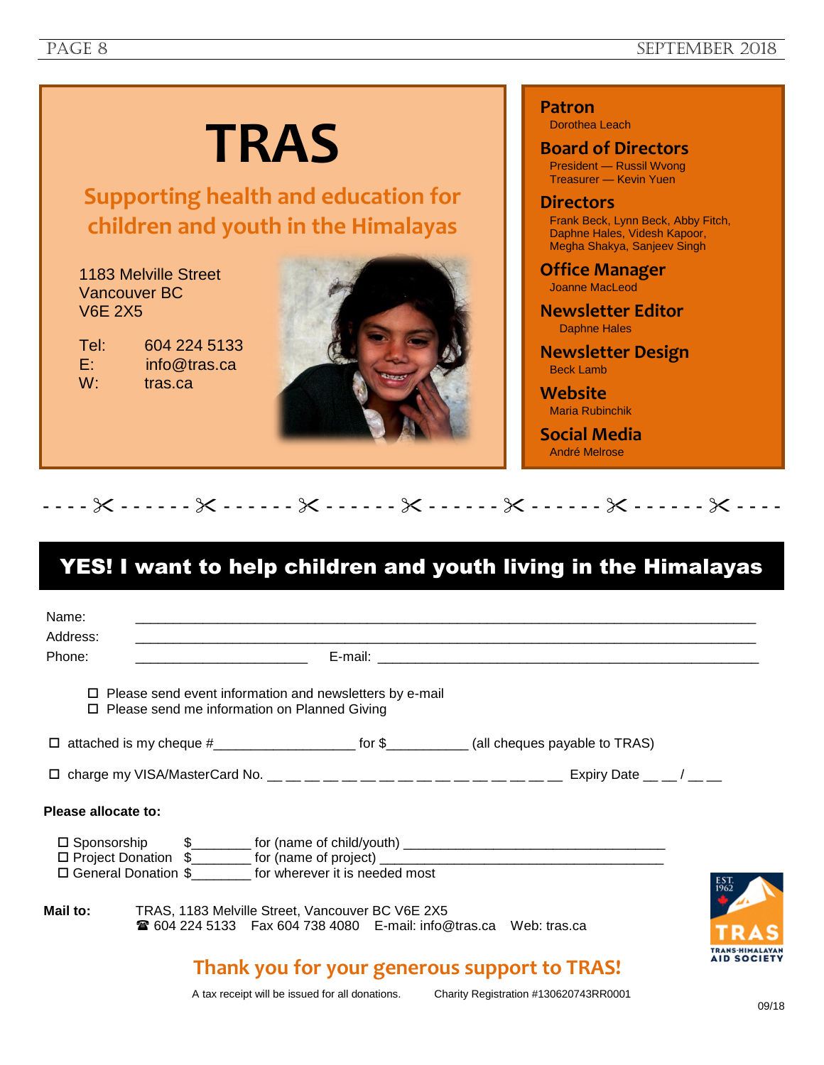# TRAS

## Supporting health and education for children and youth in the Himalayas

1183 Melville Street
Vancouver BC
V6E 2X5

Tel: 604 224 5133
E: info@tras.ca
W: tras.ca

**Patron**
Dorothea Leach

**Board of Directors**
President — Russil Wvong
Treasurer — Kevin Yuen

**Directors**
Frank Beck, Lynn Beck, Abby Fitch, Daphne Hales, Videsh Kapoor, Megha Shakya, Sanjeev Singh

**Office Manager**
Joanne MacLeod

**Newsletter Editor**
Daphne Hales

**Newsletter Design**
Beck Lamb

**Website**
Maria Rubinchik

**Social Media**
André Melrose

---

## YES! I want to help children and youth living in the Himalayas

Name: ____________________________________________

Address: ____________________________________________

Phone: ______________________ E-mail: ______________________________

☐ Please send event information and newsletters by e-mail
☐ Please send me information on Planned Giving

☐ attached is my cheque #__________________ for $__________ (all cheques payable to TRAS)

☐ charge my VISA/MasterCard No. __ __ __ __ __ __ __ __ __ __ __ __ __ __ __ __ Expiry Date __ __ / __ __

**Please allocate to:**

☐ Sponsorship $________ for (name of child/youth) ________________________________
☐ Project Donation $________ for (name of project) ________________________________
☐ General Donation $________ for wherever it is needed most

**Mail to:** TRAS, 1183 Melville Street, Vancouver BC V6E 2X5
☎ 604 224 5133 Fax 604 738 4080 E-mail: info@tras.ca Web: tras.ca

EST. 1962
TRAS
TRANS-HIMALAYAN AID SOCIETY

**Thank you for your generous support to TRAS!**

A tax receipt will be issued for all donations. Charity Registration #130620743RR0001

09/18